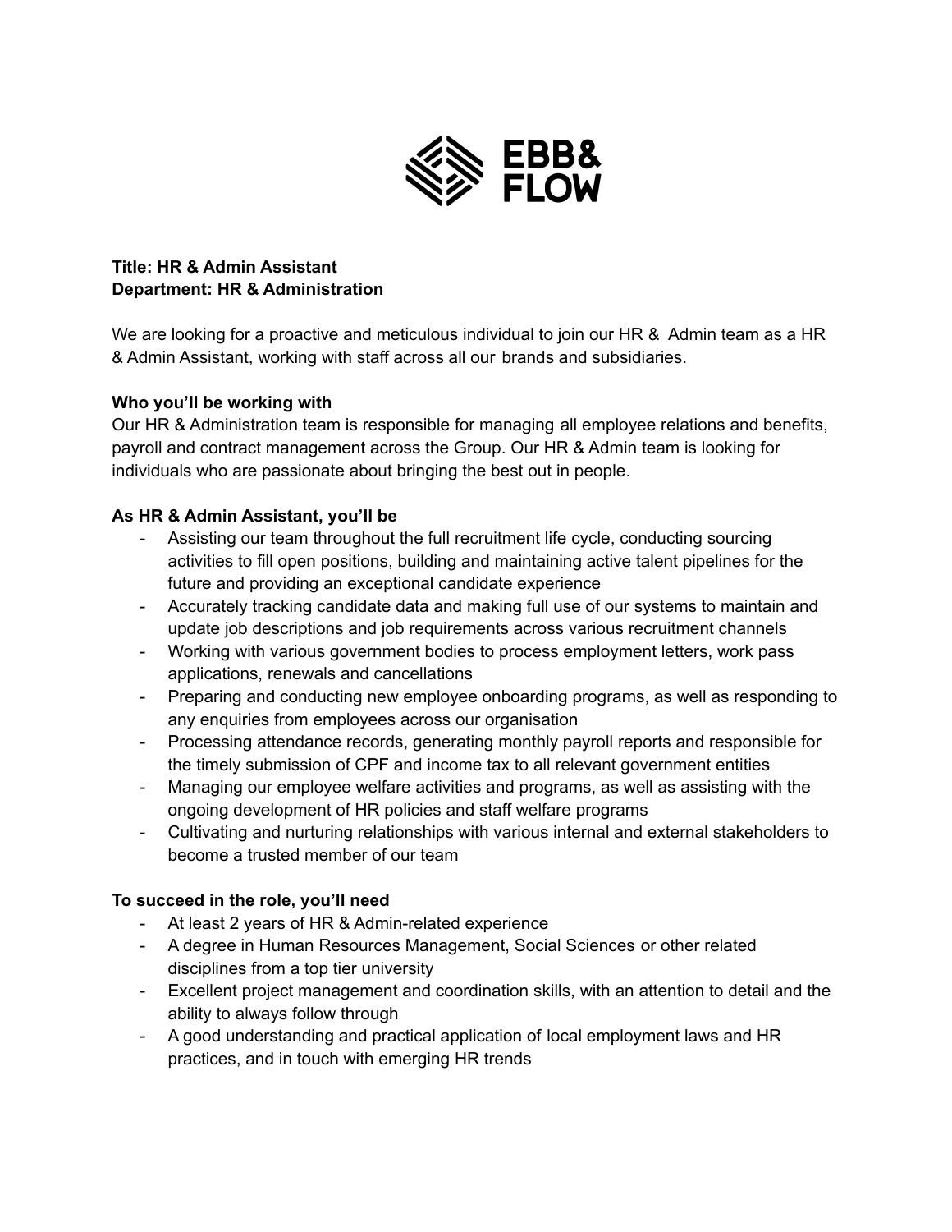EBB&
FLOW

**Title: HR & Admin Assistant**
**Department: HR & Administration**

We are looking for a proactive and meticulous individual to join our HR & Admin team as a HR & Admin Assistant, working with staff across all our brands and subsidiaries.

**Who you'll be working with**

Our HR & Administration team is responsible for managing all employee relations and benefits, payroll and contract management across the Group. Our HR & Admin team is looking for individuals who are passionate about bringing the best out in people.

**As HR & Admin Assistant, you'll be**

- Assisting our team throughout the full recruitment life cycle, conducting sourcing activities to fill open positions, building and maintaining active talent pipelines for the future and providing an exceptional candidate experience
- Accurately tracking candidate data and making full use of our systems to maintain and update job descriptions and job requirements across various recruitment channels
- Working with various government bodies to process employment letters, work pass applications, renewals and cancellations
- Preparing and conducting new employee onboarding programs, as well as responding to any enquiries from employees across our organisation
- Processing attendance records, generating monthly payroll reports and responsible for the timely submission of CPF and income tax to all relevant government entities
- Managing our employee welfare activities and programs, as well as assisting with the ongoing development of HR policies and staff welfare programs
- Cultivating and nurturing relationships with various internal and external stakeholders to become a trusted member of our team

**To succeed in the role, you'll need**

- At least 2 years of HR & Admin-related experience
- A degree in Human Resources Management, Social Sciences or other related disciplines from a top tier university
- Excellent project management and coordination skills, with an attention to detail and the ability to always follow through
- A good understanding and practical application of local employment laws and HR practices, and in touch with emerging HR trends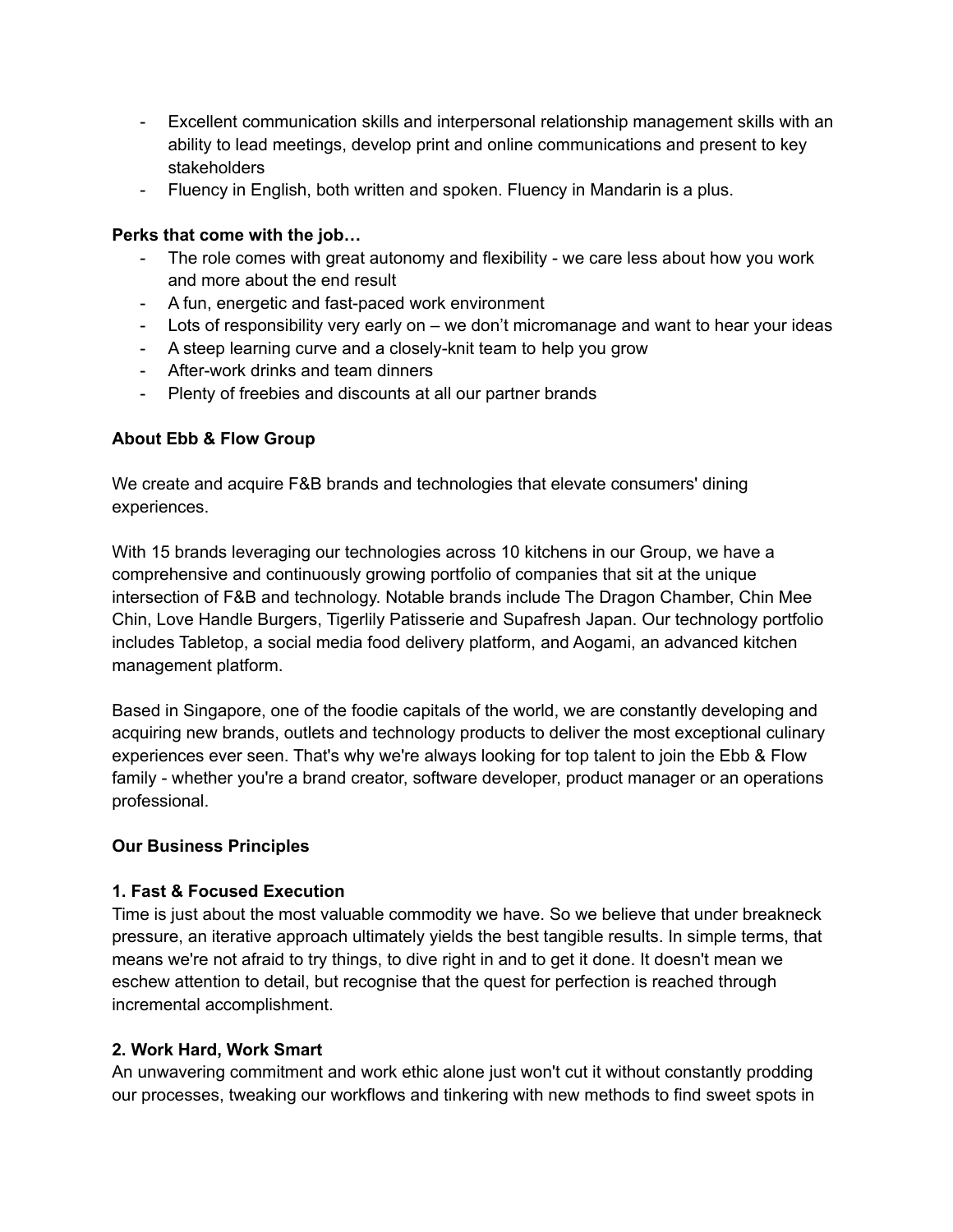- Excellent communication skills and interpersonal relationship management skills with an ability to lead meetings, develop print and online communications and present to key stakeholders
- Fluency in English, both written and spoken. Fluency in Mandarin is a plus.

**Perks that come with the job…**

- The role comes with great autonomy and flexibility - we care less about how you work and more about the end result
- A fun, energetic and fast-paced work environment
- Lots of responsibility very early on – we don't micromanage and want to hear your ideas
- A steep learning curve and a closely-knit team to help you grow
- After-work drinks and team dinners
- Plenty of freebies and discounts at all our partner brands

**About Ebb & Flow Group**

We create and acquire F&B brands and technologies that elevate consumers' dining experiences.

With 15 brands leveraging our technologies across 10 kitchens in our Group, we have a comprehensive and continuously growing portfolio of companies that sit at the unique intersection of F&B and technology. Notable brands include The Dragon Chamber, Chin Mee Chin, Love Handle Burgers, Tigerlily Patisserie and Supafresh Japan. Our technology portfolio includes Tabletop, a social media food delivery platform, and Aogami, an advanced kitchen management platform.

Based in Singapore, one of the foodie capitals of the world, we are constantly developing and acquiring new brands, outlets and technology products to deliver the most exceptional culinary experiences ever seen. That's why we're always looking for top talent to join the Ebb & Flow family - whether you're a brand creator, software developer, product manager or an operations professional.

**Our Business Principles**

**1. Fast & Focused Execution**

Time is just about the most valuable commodity we have. So we believe that under breakneck pressure, an iterative approach ultimately yields the best tangible results. In simple terms, that means we're not afraid to try things, to dive right in and to get it done. It doesn't mean we eschew attention to detail, but recognise that the quest for perfection is reached through incremental accomplishment.

**2. Work Hard, Work Smart**

An unwavering commitment and work ethic alone just won't cut it without constantly prodding our processes, tweaking our workflows and tinkering with new methods to find sweet spots in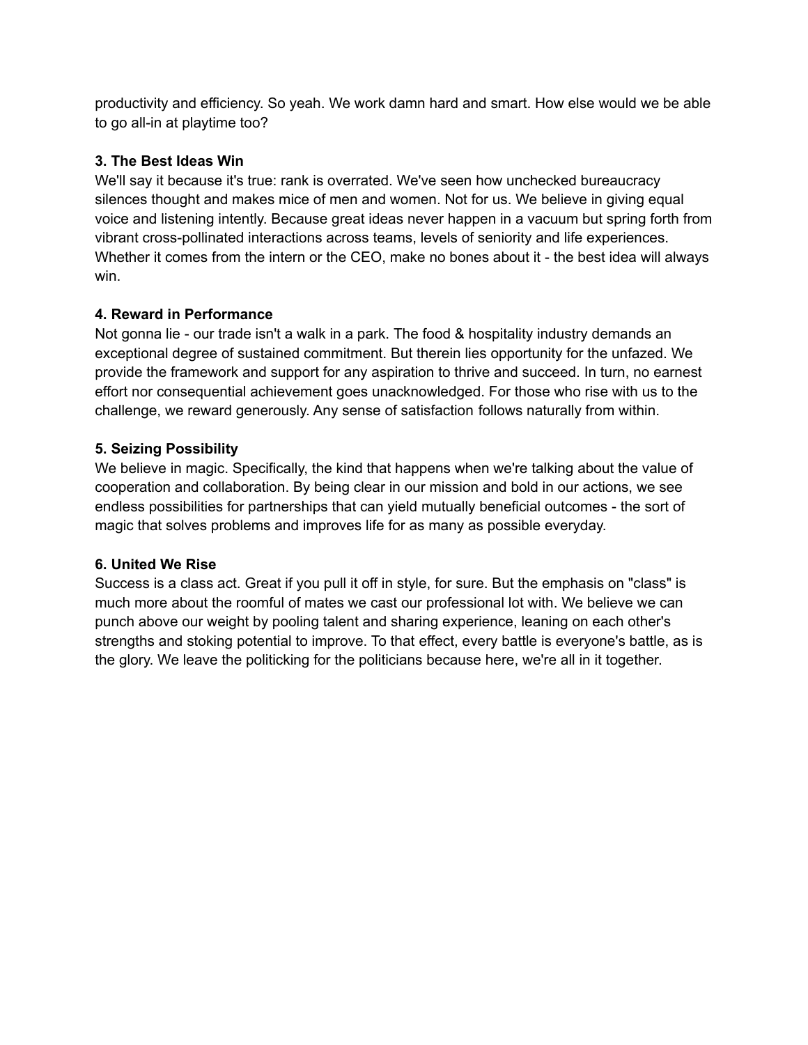productivity and efficiency. So yeah. We work damn hard and smart. How else would we be able to go all-in at playtime too?

**3. The Best Ideas Win**
We'll say it because it's true: rank is overrated. We've seen how unchecked bureaucracy silences thought and makes mice of men and women. Not for us. We believe in giving equal voice and listening intently. Because great ideas never happen in a vacuum but spring forth from vibrant cross-pollinated interactions across teams, levels of seniority and life experiences. Whether it comes from the intern or the CEO, make no bones about it - the best idea will always win.

**4. Reward in Performance**
Not gonna lie - our trade isn't a walk in a park. The food & hospitality industry demands an exceptional degree of sustained commitment. But therein lies opportunity for the unfazed. We provide the framework and support for any aspiration to thrive and succeed. In turn, no earnest effort nor consequential achievement goes unacknowledged. For those who rise with us to the challenge, we reward generously. Any sense of satisfaction follows naturally from within.

**5. Seizing Possibility**
We believe in magic. Specifically, the kind that happens when we're talking about the value of cooperation and collaboration. By being clear in our mission and bold in our actions, we see endless possibilities for partnerships that can yield mutually beneficial outcomes - the sort of magic that solves problems and improves life for as many as possible everyday.

**6. United We Rise**
Success is a class act. Great if you pull it off in style, for sure. But the emphasis on "class" is much more about the roomful of mates we cast our professional lot with. We believe we can punch above our weight by pooling talent and sharing experience, leaning on each other's strengths and stoking potential to improve. To that effect, every battle is everyone's battle, as is the glory. We leave the politicking for the politicians because here, we're all in it together.